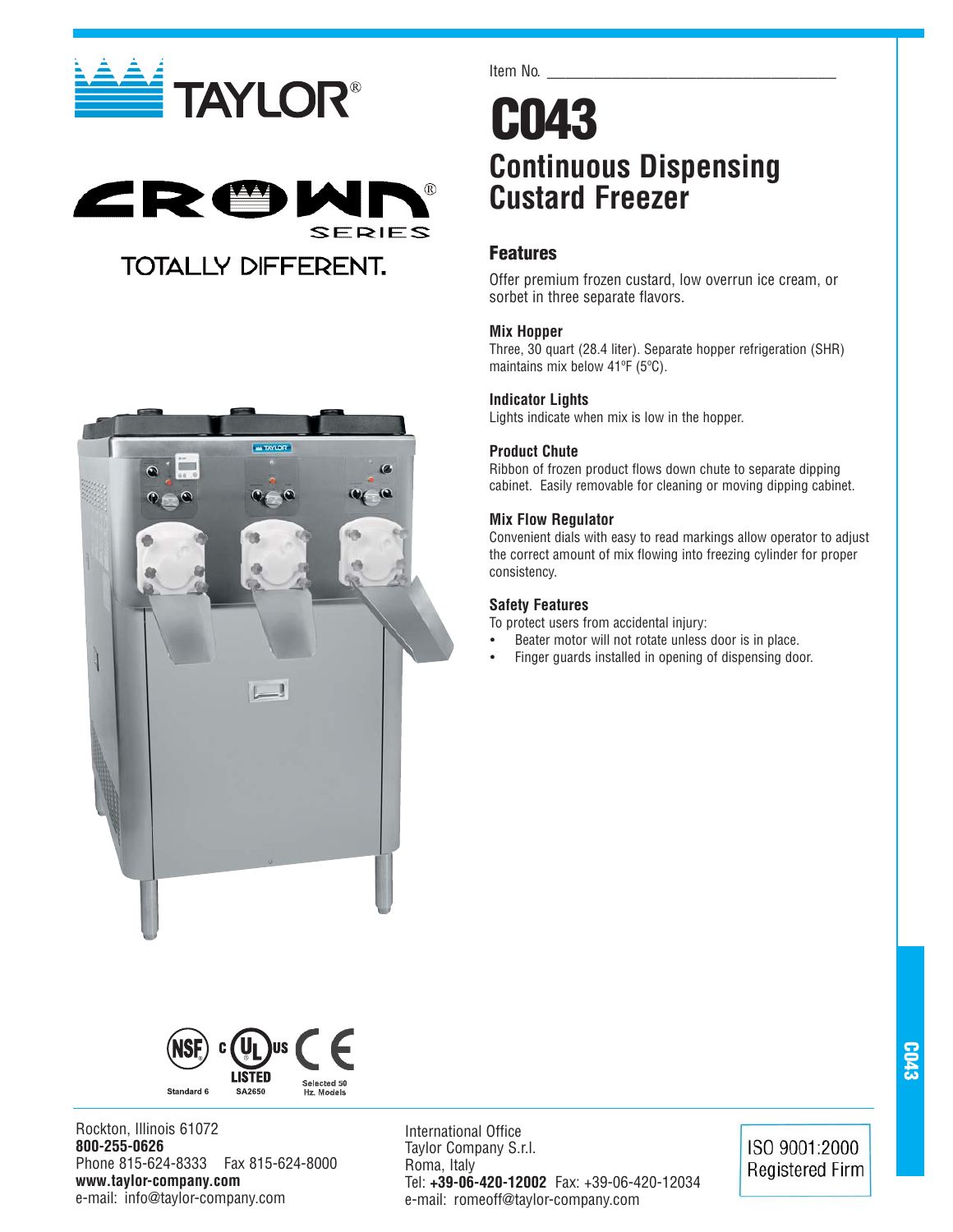TAYLOR®

CROWN® SERIES

TOTALLY DIFFERENT.

Item No. ___________________________________

# C043

## Continuous Dispensing Custard Freezer

### Features

Offer premium frozen custard, low overrun ice cream, or sorbet in three separate flavors.

**Mix Hopper**
Three, 30 quart (28.4 liter). Separate hopper refrigeration (SHR) maintains mix below 41ºF (5ºC).

**Indicator Lights**
Lights indicate when mix is low in the hopper.

**Product Chute**
Ribbon of frozen product flows down chute to separate dipping cabinet. Easily removable for cleaning or moving dipping cabinet.

**Mix Flow Regulator**
Convenient dials with easy to read markings allow operator to adjust the correct amount of mix flowing into freezing cylinder for proper consistency.

**Safety Features**
To protect users from accidental injury:

- Beater motor will not rotate unless door is in place.
- Finger guards installed in opening of dispensing door.

NSF Standard 6 | c UL us LISTED SA2650 | CE Selected 50 Hz. Models

Rockton, Illinois 61072
**800-255-0626**
Phone 815-624-8333 Fax 815-624-8000
**www.taylor-company.com**
e-mail: info@taylor-company.com

International Office
Taylor Company S.r.l.
Roma, Italy
Tel: **+39-06-420-12002** Fax: +39-06-420-12034
e-mail: romeoff@taylor-company.com

ISO 9001:2000 Registered Firm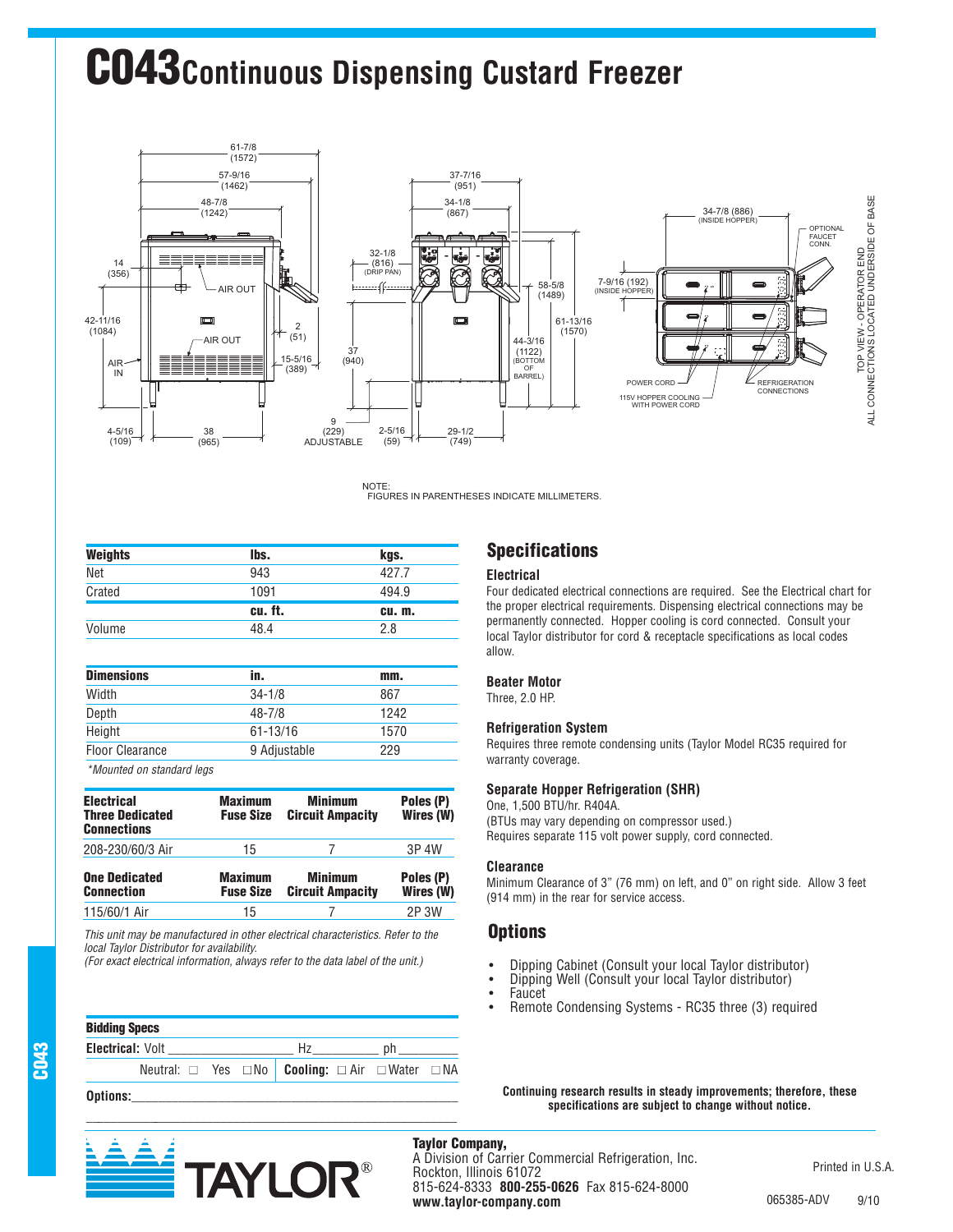# C043 Continuous Dispensing Custard Freezer

61-7/8
(1572)
57-9/16
(1462)
48-7/8
(1242)
14
(356)
AIR OUT
42-11/16
(1084)
AIR OUT
2
(51)
15-5/16
(389)
AIR IN
4-5/16
(109)
38
(965)
32-1/8
(816)
(DRIP PAN)
37
(940)
9
(229)
ADJUSTABLE
2-5/16
(59)
37-7/16
(951)
34-1/8
(867)
58-5/8
(1489)
61-13/16
(1570)
44-3/16
(1122)
(BOTTOM OF BARREL)
29-1/2
(749)
34-7/8 (886)
(INSIDE HOPPER)
7-9/16 (192)
(INSIDE HOPPER)
OPTIONAL FAUCET CONN.
POWER CORD
115V HOPPER COOLING WITH POWER CORD
REFRIGERATION CONNECTIONS
TOP VIEW - OPERATOR END
ALL CONNECTIONS LOCATED UNDERSIDE OF BASE

NOTE:
FIGURES IN PARENTHESES INDICATE MILLIMETERS.

| Weights | lbs. | kgs. |
|---|---|---|
| Net | 943 | 427.7 |
| Crated | 1091 | 494.9 |
| | **cu. ft.** | **cu. m.** |
| Volume | 48.4 | 2.8 |

| Dimensions | in. | mm. |
|---|---|---|
| Width | 34-1/8 | 867 |
| Depth | 48-7/8 | 1242 |
| Height | 61-13/16 | 1570 |
| Floor Clearance | 9 Adjustable | 229 |

*\*Mounted on standard legs*

| Electrical Three Dedicated Connections | Maximum Fuse Size | Minimum Circuit Ampacity | Poles (P) Wires (W) |
|---|---|---|---|
| 208-230/60/3 Air | 15 | 7 | 3P 4W |
| **One Dedicated Connection** | **Maximum Fuse Size** | **Minimum Circuit Ampacity** | **Poles (P) Wires (W)** |
| 115/60/1 Air | 15 | 7 | 2P 3W |

*This unit may be manufactured in other electrical characteristics. Refer to the local Taylor Distributor for availability.*
*(For exact electrical information, always refer to the data label of the unit.)*

## Specifications

### Electrical
Four dedicated electrical connections are required. See the Electrical chart for the proper electrical requirements. Dispensing electrical connections may be permanently connected. Hopper cooling is cord connected. Consult your local Taylor distributor for cord & receptacle specifications as local codes allow.

### Beater Motor
Three, 2.0 HP.

### Refrigeration System
Requires three remote condensing units (Taylor Model RC35 required for warranty coverage.

### Separate Hopper Refrigeration (SHR)
One, 1,500 BTU/hr. R404A.
(BTUs may vary depending on compressor used.)
Requires separate 115 volt power supply, cord connected.

### Clearance
Minimum Clearance of 3" (76 mm) on left, and 0" on right side. Allow 3 feet (914 mm) in the rear for service access.

## Options

- Dipping Cabinet (Consult your local Taylor distributor)
- Dipping Well (Consult your local Taylor distributor)
- Faucet
- Remote Condensing Systems - RC35 three (3) required

**Bidding Specs**

**Electrical:** Volt __________________ Hz__________ ph _________

Neutral: ☐ Yes ☐No | **Cooling:** ☐ Air ☐Water ☐NA

**Options:**________________________________________________

**Continuing research results in steady improvements; therefore, these specifications are subject to change without notice.**

TAYLOR®

**Taylor Company,**
A Division of Carrier Commercial Refrigeration, Inc.
Rockton, Illinois 61072
815-624-8333 **800-255-0626** Fax 815-624-8000
**www.taylor-company.com**

Printed in U.S.A.

065385-ADV 9/10